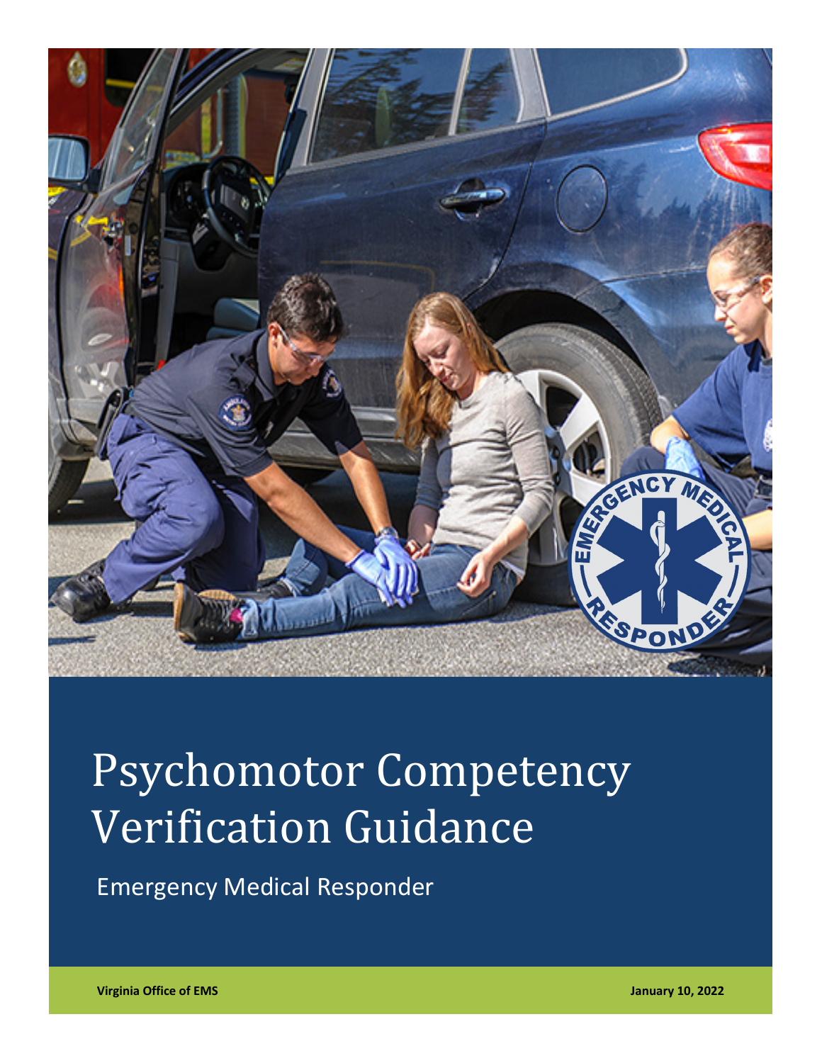# Psychomotor Competency Verification Guidance

Emergency Medical Responder

**Virginia Office of EMS**

**January 10, 2022**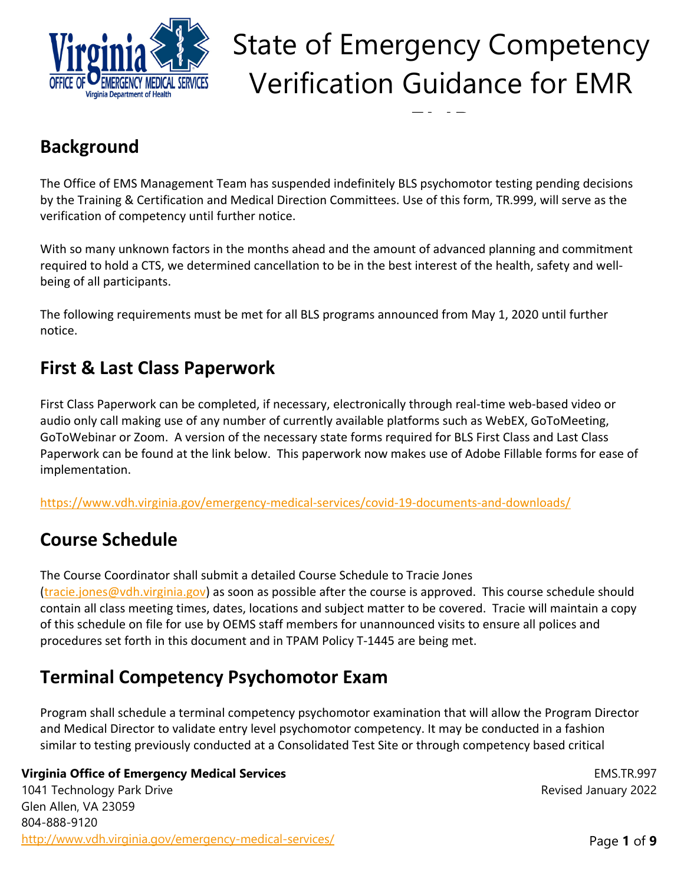# State of Emergency Competency Verification Guidance for EMR EMT

## Background

The Office of EMS Management Team has suspended indefinitely BLS psychomotor testing pending decisions by the Training & Certification and Medical Direction Committees. Use of this form, TR.999, will serve as the verification of competency until further notice.

With so many unknown factors in the months ahead and the amount of advanced planning and commitment required to hold a CTS, we determined cancellation to be in the best interest of the health, safety and well-being of all participants.

The following requirements must be met for all BLS programs announced from May 1, 2020 until further notice.

## First & Last Class Paperwork

First Class Paperwork can be completed, if necessary, electronically through real-time web-based video or audio only call making use of any number of currently available platforms such as WebEX, GoToMeeting, GoToWebinar or Zoom. A version of the necessary state forms required for BLS First Class and Last Class Paperwork can be found at the link below. This paperwork now makes use of Adobe Fillable forms for ease of implementation.

https://www.vdh.virginia.gov/emergency-medical-services/covid-19-documents-and-downloads/

## Course Schedule

The Course Coordinator shall submit a detailed Course Schedule to Tracie Jones (tracie.jones@vdh.virginia.gov) as soon as possible after the course is approved. This course schedule should contain all class meeting times, dates, locations and subject matter to be covered. Tracie will maintain a copy of this schedule on file for use by OEMS staff members for unannounced visits to ensure all polices and procedures set forth in this document and in TPAM Policy T-1445 are being met.

## Terminal Competency Psychomotor Exam

Program shall schedule a terminal competency psychomotor examination that will allow the Program Director and Medical Director to validate entry level psychomotor competency. It may be conducted in a fashion similar to testing previously conducted at a Consolidated Test Site or through competency based critical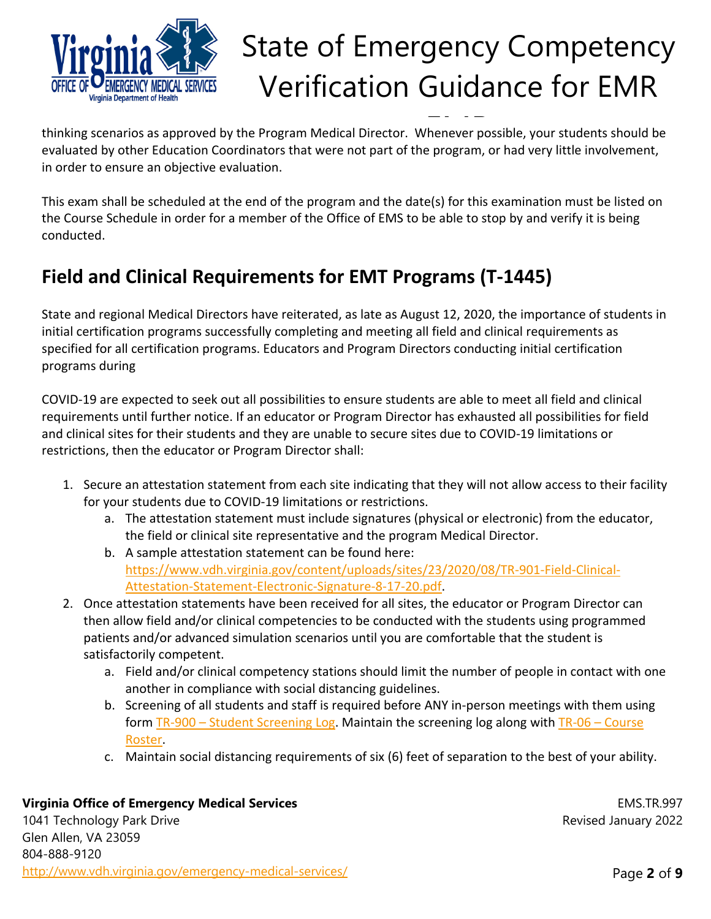thinking scenarios as approved by the Program Medical Director. Whenever possible, your students should be evaluated by other Education Coordinators that were not part of the program, or had very little involvement, in order to ensure an objective evaluation.

This exam shall be scheduled at the end of the program and the date(s) for this examination must be listed on the Course Schedule in order for a member of the Office of EMS to be able to stop by and verify it is being conducted.

## Field and Clinical Requirements for EMT Programs (T-1445)

State and regional Medical Directors have reiterated, as late as August 12, 2020, the importance of students in initial certification programs successfully completing and meeting all field and clinical requirements as specified for all certification programs. Educators and Program Directors conducting initial certification programs during

COVID-19 are expected to seek out all possibilities to ensure students are able to meet all field and clinical requirements until further notice. If an educator or Program Director has exhausted all possibilities for field and clinical sites for their students and they are unable to secure sites due to COVID-19 limitations or restrictions, then the educator or Program Director shall:

1. Secure an attestation statement from each site indicating that they will not allow access to their facility for your students due to COVID-19 limitations or restrictions.
   a. The attestation statement must include signatures (physical or electronic) from the educator, the field or clinical site representative and the program Medical Director.
   b. A sample attestation statement can be found here: https://www.vdh.virginia.gov/content/uploads/sites/23/2020/08/TR-901-Field-Clinical-Attestation-Statement-Electronic-Signature-8-17-20.pdf.
2. Once attestation statements have been received for all sites, the educator or Program Director can then allow field and/or clinical competencies to be conducted with the students using programmed patients and/or advanced simulation scenarios until you are comfortable that the student is satisfactorily competent.
   a. Field and/or clinical competency stations should limit the number of people in contact with one another in compliance with social distancing guidelines.
   b. Screening of all students and staff is required before ANY in-person meetings with them using form TR-900 – Student Screening Log. Maintain the screening log along with TR-06 – Course Roster.
   c. Maintain social distancing requirements of six (6) feet of separation to the best of your ability.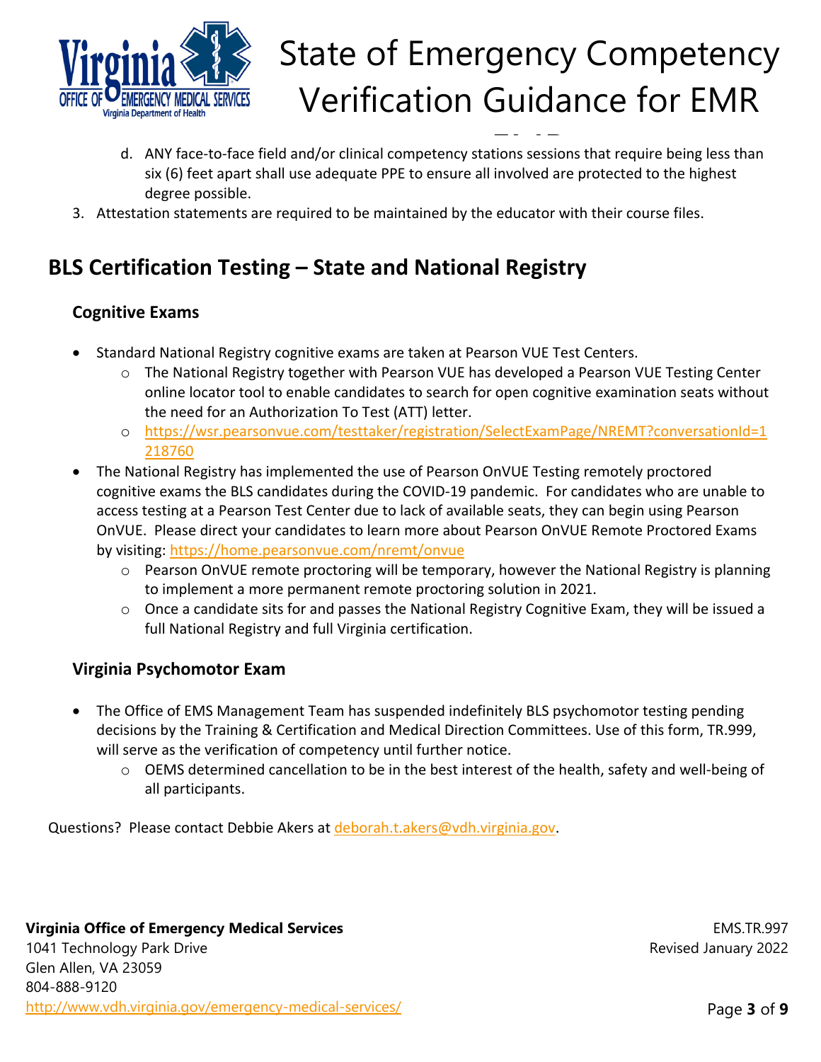d. ANY face-to-face field and/or clinical competency stations sessions that require being less than six (6) feet apart shall use adequate PPE to ensure all involved are protected to the highest degree possible.

3. Attestation statements are required to be maintained by the educator with their course files.

## BLS Certification Testing – State and National Registry

### Cognitive Exams

- Standard National Registry cognitive exams are taken at Pearson VUE Test Centers.
  - The National Registry together with Pearson VUE has developed a Pearson VUE Testing Center online locator tool to enable candidates to search for open cognitive examination seats without the need for an Authorization To Test (ATT) letter.
  - https://wsr.pearsonvue.com/testtaker/registration/SelectExamPage/NREMT?conversationId=1218760
- The National Registry has implemented the use of Pearson OnVUE Testing remotely proctored cognitive exams the BLS candidates during the COVID-19 pandemic. For candidates who are unable to access testing at a Pearson Test Center due to lack of available seats, they can begin using Pearson OnVUE. Please direct your candidates to learn more about Pearson OnVUE Remote Proctored Exams by visiting: https://home.pearsonvue.com/nremt/onvue
  - Pearson OnVUE remote proctoring will be temporary, however the National Registry is planning to implement a more permanent remote proctoring solution in 2021.
  - Once a candidate sits for and passes the National Registry Cognitive Exam, they will be issued a full National Registry and full Virginia certification.

### Virginia Psychomotor Exam

- The Office of EMS Management Team has suspended indefinitely BLS psychomotor testing pending decisions by the Training & Certification and Medical Direction Committees. Use of this form, TR.999, will serve as the verification of competency until further notice.
  - OEMS determined cancellation to be in the best interest of the health, safety and well-being of all participants.

Questions? Please contact Debbie Akers at deborah.t.akers@vdh.virginia.gov.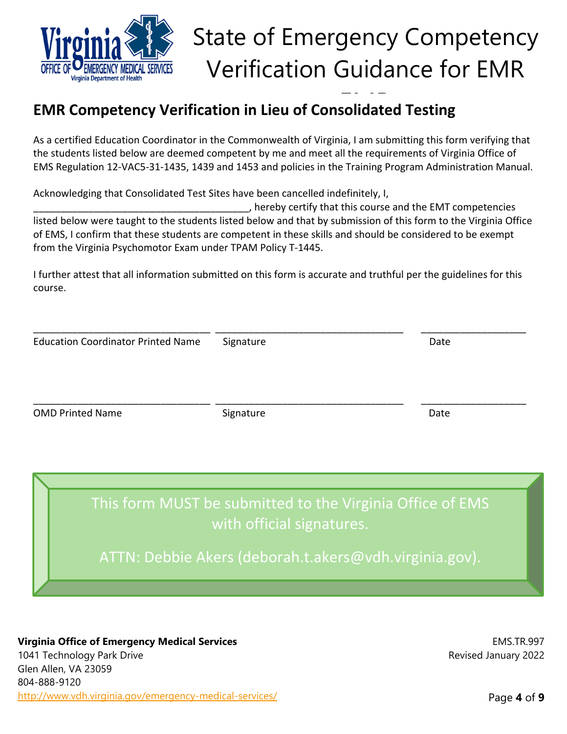## EMR Competency Verification in Lieu of Consolidated Testing

As a certified Education Coordinator in the Commonwealth of Virginia, I am submitting this form verifying that the students listed below are deemed competent by me and meet all the requirements of Virginia Office of EMS Regulation 12-VAC5-31-1435, 1439 and 1453 and policies in the Training Program Administration Manual.

Acknowledging that Consolidated Test Sites have been cancelled indefinitely, I, ________________________________________, hereby certify that this course and the EMT competencies listed below were taught to the students listed below and that by submission of this form to the Virginia Office of EMS, I confirm that these students are competent in these skills and should be considered to be exempt from the Virginia Psychomotor Exam under TPAM Policy T-1445.

I further attest that all information submitted on this form is accurate and truthful per the guidelines for this course.

_________________________________ _________________________________ ___________________

Education Coordinator Printed Name    Signature    Date

_________________________________ _________________________________ ___________________

OMD Printed Name    Signature    Date

This form MUST be submitted to the Virginia Office of EMS with official signatures.

ATTN: Debbie Akers (deborah.t.akers@vdh.virginia.gov).

**Virginia Office of Emergency Medical Services**
1041 Technology Park Drive
Glen Allen, VA 23059
804-888-9120
http://www.vdh.virginia.gov/emergency-medical-services/

EMS.TR.997
Revised January 2022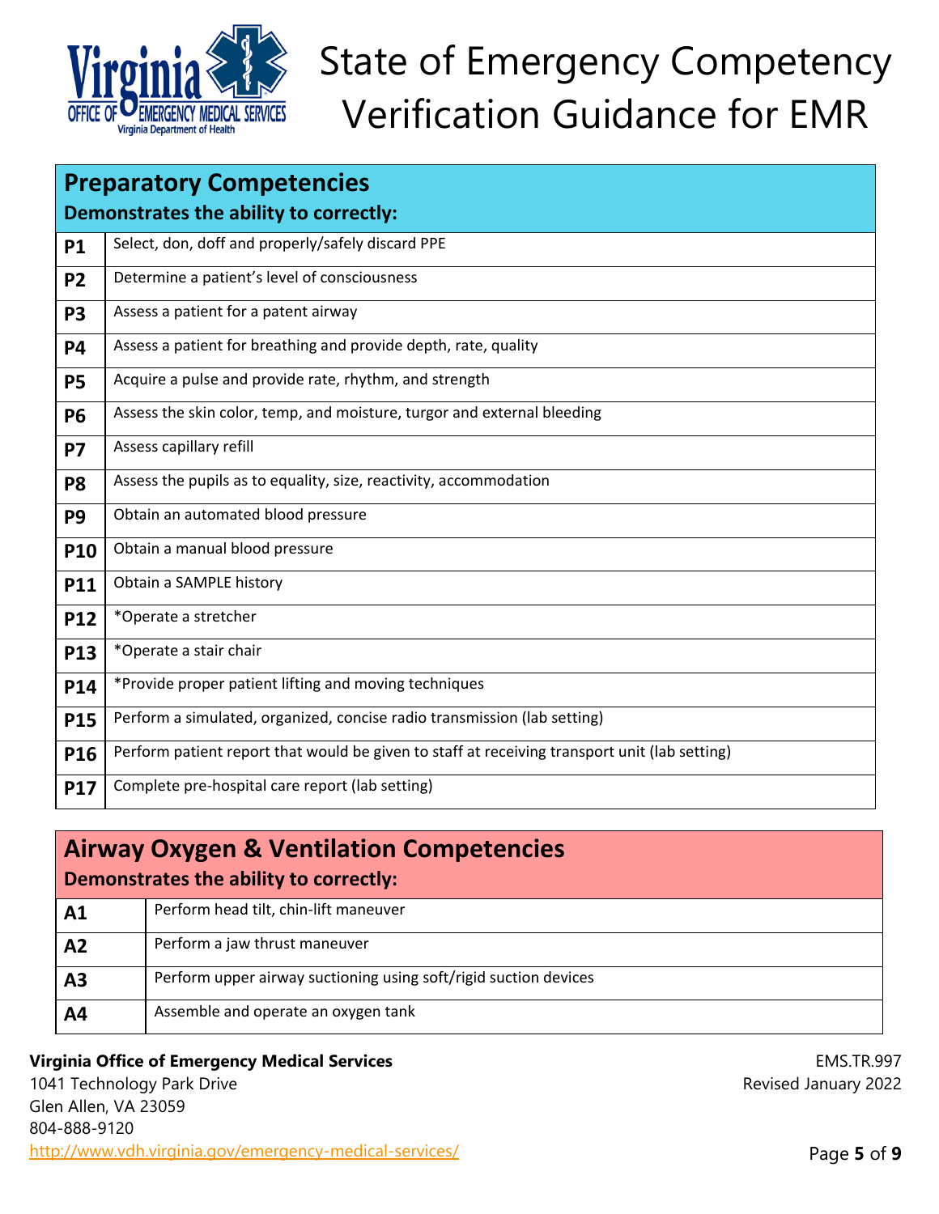| **Preparatory Competencies**<br>**Demonstrates the ability to correctly:** | |
|---|---|
| **P1** | Select, don, doff and properly/safely discard PPE |
| **P2** | Determine a patient's level of consciousness |
| **P3** | Assess a patient for a patent airway |
| **P4** | Assess a patient for breathing and provide depth, rate, quality |
| **P5** | Acquire a pulse and provide rate, rhythm, and strength |
| **P6** | Assess the skin color, temp, and moisture, turgor and external bleeding |
| **P7** | Assess capillary refill |
| **P8** | Assess the pupils as to equality, size, reactivity, accommodation |
| **P9** | Obtain an automated blood pressure |
| **P10** | Obtain a manual blood pressure |
| **P11** | Obtain a SAMPLE history |
| **P12** | *Operate a stretcher |
| **P13** | *Operate a stair chair |
| **P14** | *Provide proper patient lifting and moving techniques |
| **P15** | Perform a simulated, organized, concise radio transmission (lab setting) |
| **P16** | Perform patient report that would be given to staff at receiving transport unit (lab setting) |
| **P17** | Complete pre-hospital care report (lab setting) |

| **Airway Oxygen & Ventilation Competencies**<br>**Demonstrates the ability to correctly:** | |
|---|---|
| **A1** | Perform head tilt, chin-lift maneuver |
| **A2** | Perform a jaw thrust maneuver |
| **A3** | Perform upper airway suctioning using soft/rigid suction devices |
| **A4** | Assemble and operate an oxygen tank |

**Virginia Office of Emergency Medical Services**
1041 Technology Park Drive
Glen Allen, VA 23059
804-888-9120
http://www.vdh.virginia.gov/emergency-medical-services/

EMS.TR.997
Revised January 2022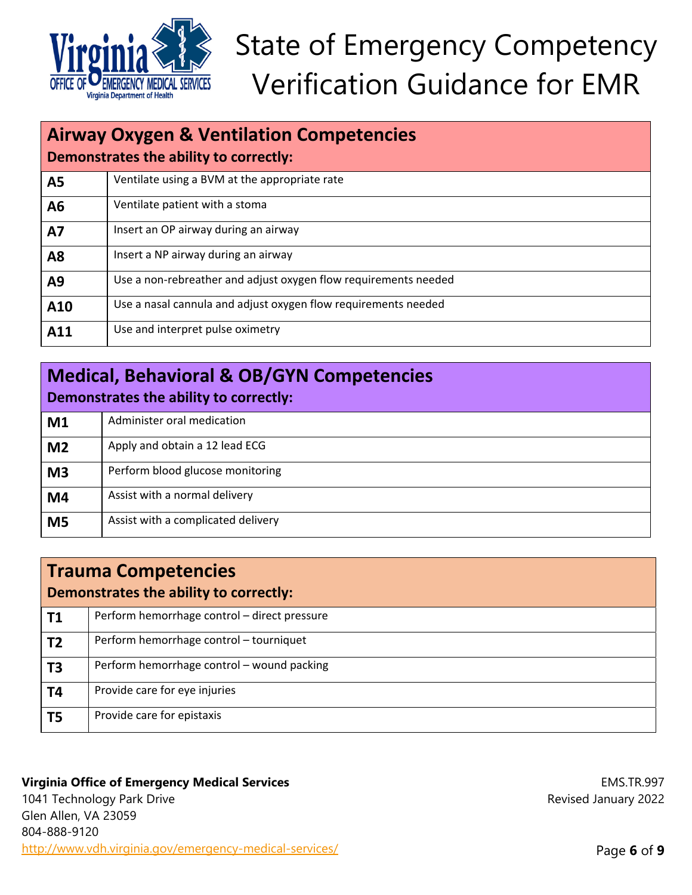## Airway Oxygen & Ventilation Competencies

**Demonstrates the ability to correctly:**

| | |
|---|---|
| **A5** | Ventilate using a BVM at the appropriate rate |
| **A6** | Ventilate patient with a stoma |
| **A7** | Insert an OP airway during an airway |
| **A8** | Insert a NP airway during an airway |
| **A9** | Use a non-rebreather and adjust oxygen flow requirements needed |
| **A10** | Use a nasal cannula and adjust oxygen flow requirements needed |
| **A11** | Use and interpret pulse oximetry |

## Medical, Behavioral & OB/GYN Competencies

**Demonstrates the ability to correctly:**

| | |
|---|---|
| **M1** | Administer oral medication |
| **M2** | Apply and obtain a 12 lead ECG |
| **M3** | Perform blood glucose monitoring |
| **M4** | Assist with a normal delivery |
| **M5** | Assist with a complicated delivery |

## Trauma Competencies

**Demonstrates the ability to correctly:**

| | |
|---|---|
| **T1** | Perform hemorrhage control – direct pressure |
| **T2** | Perform hemorrhage control – tourniquet |
| **T3** | Perform hemorrhage control – wound packing |
| **T4** | Provide care for eye injuries |
| **T5** | Provide care for epistaxis |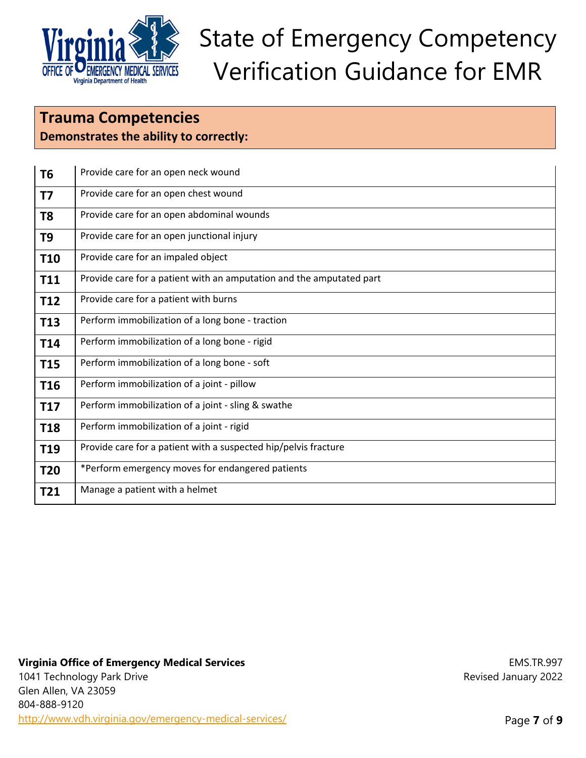## Trauma Competencies

**Demonstrates the ability to correctly:**

| | |
|---|---|
| **T6** | Provide care for an open neck wound |
| **T7** | Provide care for an open chest wound |
| **T8** | Provide care for an open abdominal wounds |
| **T9** | Provide care for an open junctional injury |
| **T10** | Provide care for an impaled object |
| **T11** | Provide care for a patient with an amputation and the amputated part |
| **T12** | Provide care for a patient with burns |
| **T13** | Perform immobilization of a long bone - traction |
| **T14** | Perform immobilization of a long bone - rigid |
| **T15** | Perform immobilization of a long bone - soft |
| **T16** | Perform immobilization of a joint - pillow |
| **T17** | Perform immobilization of a joint - sling & swathe |
| **T18** | Perform immobilization of a joint - rigid |
| **T19** | Provide care for a patient with a suspected hip/pelvis fracture |
| **T20** | *Perform emergency moves for endangered patients |
| **T21** | Manage a patient with a helmet |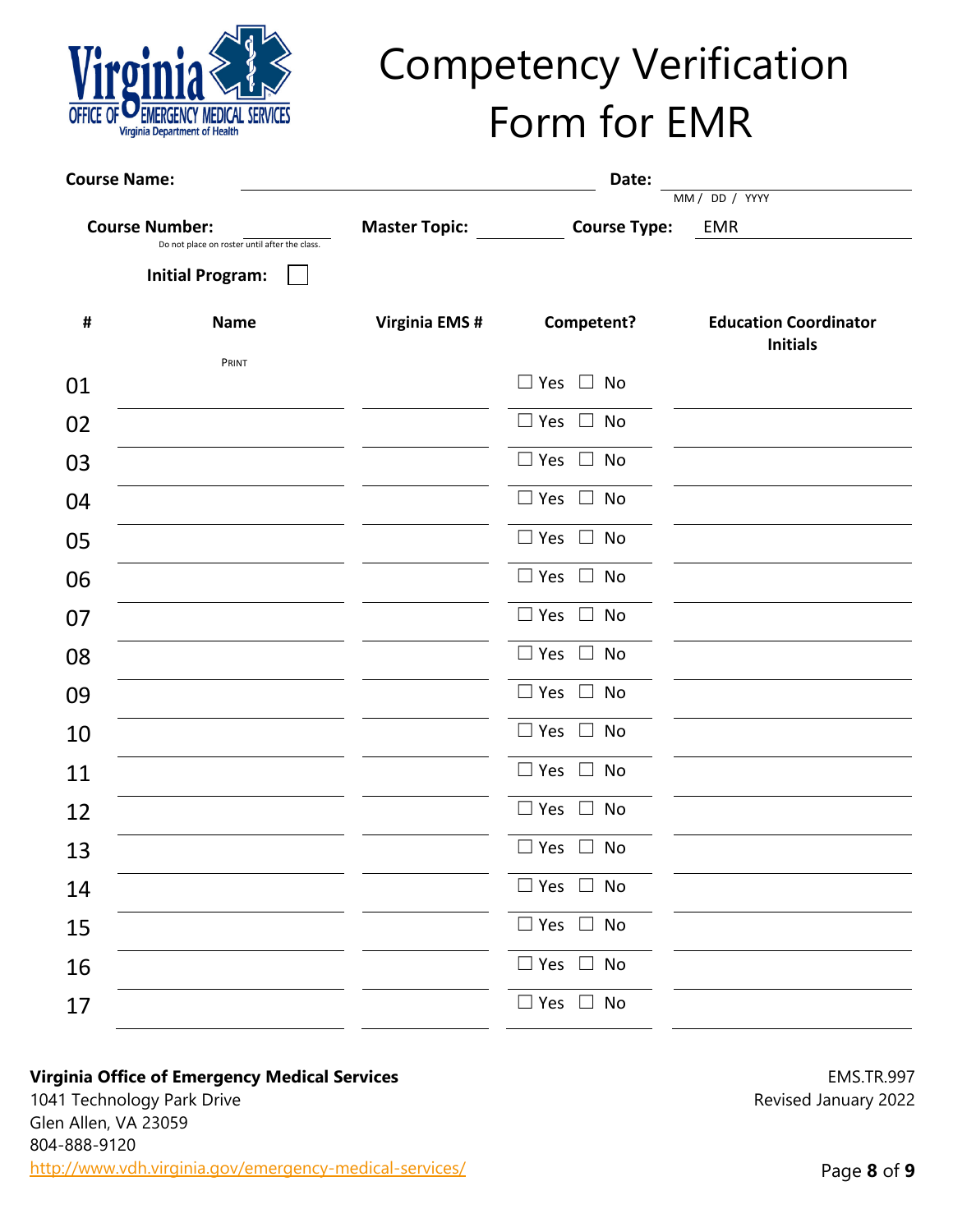# Competency Verification Form for EMR

**Course Name:** ____________________ **Date:** ____________
MM / DD / YYYY

**Course Number:** ________ **Master Topic:** ________ **Course Type:** EMR
Do not place on roster until after the class.

**Initial Program:** ☐

| # | Name (PRINT) | Virginia EMS # | Competent? | Education Coordinator Initials |
|---|---|---|---|---|
| 01 | | | ☐ Yes ☐ No | |
| 02 | | | ☐ Yes ☐ No | |
| 03 | | | ☐ Yes ☐ No | |
| 04 | | | ☐ Yes ☐ No | |
| 05 | | | ☐ Yes ☐ No | |
| 06 | | | ☐ Yes ☐ No | |
| 07 | | | ☐ Yes ☐ No | |
| 08 | | | ☐ Yes ☐ No | |
| 09 | | | ☐ Yes ☐ No | |
| 10 | | | ☐ Yes ☐ No | |
| 11 | | | ☐ Yes ☐ No | |
| 12 | | | ☐ Yes ☐ No | |
| 13 | | | ☐ Yes ☐ No | |
| 14 | | | ☐ Yes ☐ No | |
| 15 | | | ☐ Yes ☐ No | |
| 16 | | | ☐ Yes ☐ No | |
| 17 | | | ☐ Yes ☐ No | |

**Virginia Office of Emergency Medical Services**
1041 Technology Park Drive
Glen Allen, VA 23059
804-888-9120
http://www.vdh.virginia.gov/emergency-medical-services/

EMS.TR.997
Revised January 2022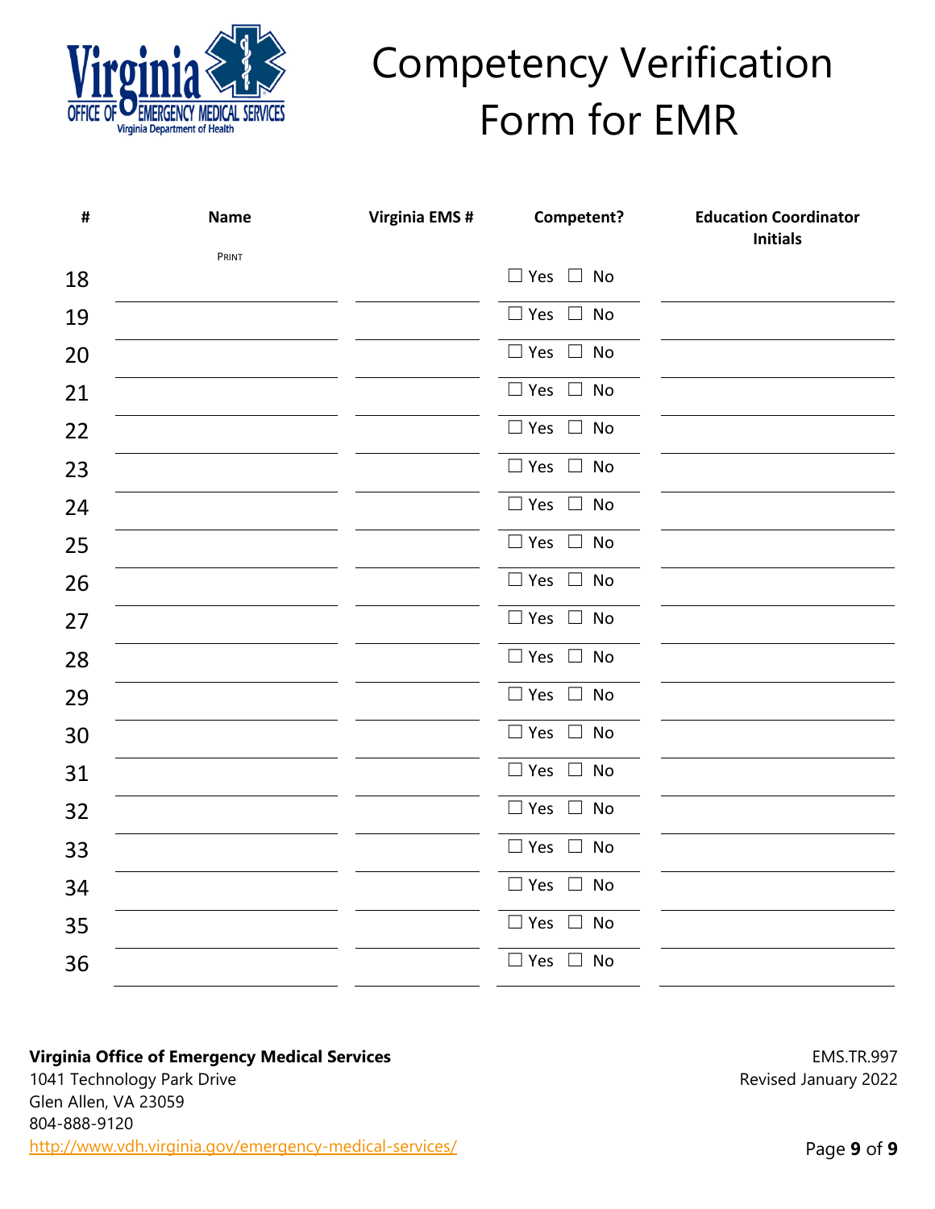# Competency Verification Form for EMR

| # | Name<br>PRINT | Virginia EMS # | Competent? | Education Coordinator Initials |
|---|---|---|---|---|
| 18 | | | ☐ Yes ☐ No | |
| 19 | | | ☐ Yes ☐ No | |
| 20 | | | ☐ Yes ☐ No | |
| 21 | | | ☐ Yes ☐ No | |
| 22 | | | ☐ Yes ☐ No | |
| 23 | | | ☐ Yes ☐ No | |
| 24 | | | ☐ Yes ☐ No | |
| 25 | | | ☐ Yes ☐ No | |
| 26 | | | ☐ Yes ☐ No | |
| 27 | | | ☐ Yes ☐ No | |
| 28 | | | ☐ Yes ☐ No | |
| 29 | | | ☐ Yes ☐ No | |
| 30 | | | ☐ Yes ☐ No | |
| 31 | | | ☐ Yes ☐ No | |
| 32 | | | ☐ Yes ☐ No | |
| 33 | | | ☐ Yes ☐ No | |
| 34 | | | ☐ Yes ☐ No | |
| 35 | | | ☐ Yes ☐ No | |
| 36 | | | ☐ Yes ☐ No | |

**Virginia Office of Emergency Medical Services**
1041 Technology Park Drive
Glen Allen, VA 23059
804-888-9120
http://www.vdh.virginia.gov/emergency-medical-services/

EMS.TR.997
Revised January 2022